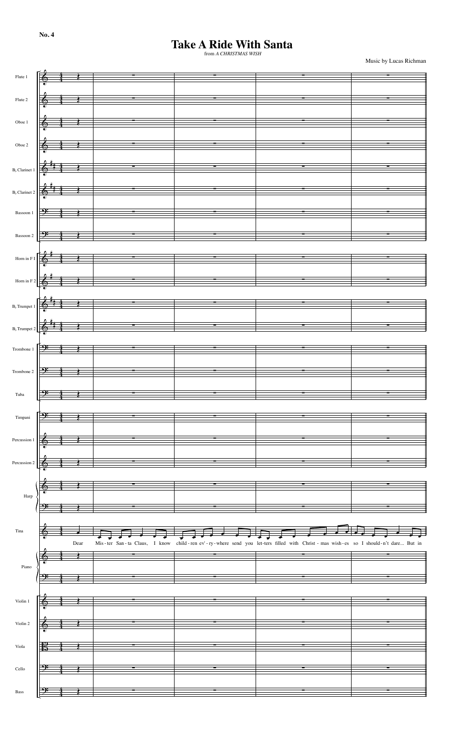**No. 4**

# Take A Ride With Santa

from *A CHRISTMAS WISH*

Music by Lucas Richman

Flute 1
Flute 2
Oboe 1
Oboe 2
B♭ Clarinet 1
B♭ Clarinet 2
Bassoon 1
Bassoon 2
Horn in F 1
Horn in F 2
B♭ Trumpet 1
B♭ Trumpet 2
Trombone 1
Trombone 2
Tuba
Timpani
Percussion 1
Percussion 2
Harp
Tina
Piano
Violin 1
Violin 2
Viola
Cello
Bass

Dear Mis - ter San - ta Claus, I know child - ren ev' - ry - where send you let - ters filled with Christ - mas wish - es so I should - n't dare... But in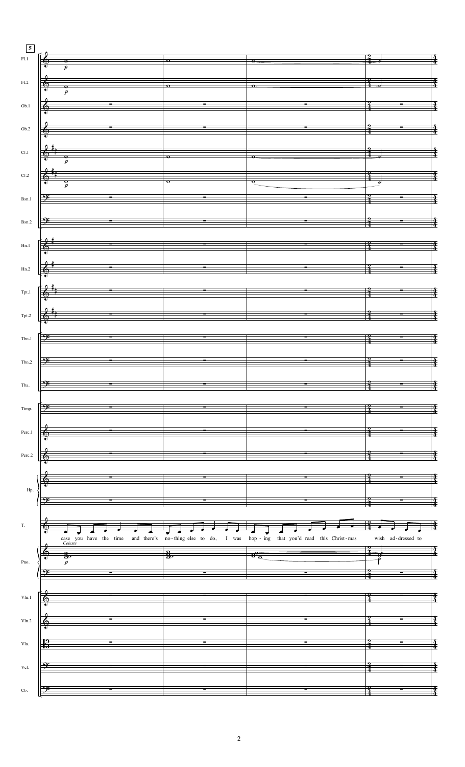5

Fl.1

Fl.2

Ob.1

Ob.2

Cl.1

Cl.2

Bsn.1

Bsn.2

Hn.1

Hn.2

Tpt.1

Tpt.2

Tbn.1

Tbn.2

Tba.

Timp.

Perc.1

Perc.2

Hp.

T.

case you have the time and there's no-thing else to do, I was hop - ing that you'd read this Christ-mas wish ad-dressed to

Celeste

Pno.

Vln.1

Vln.2

Vla.

Vcl.

Cb.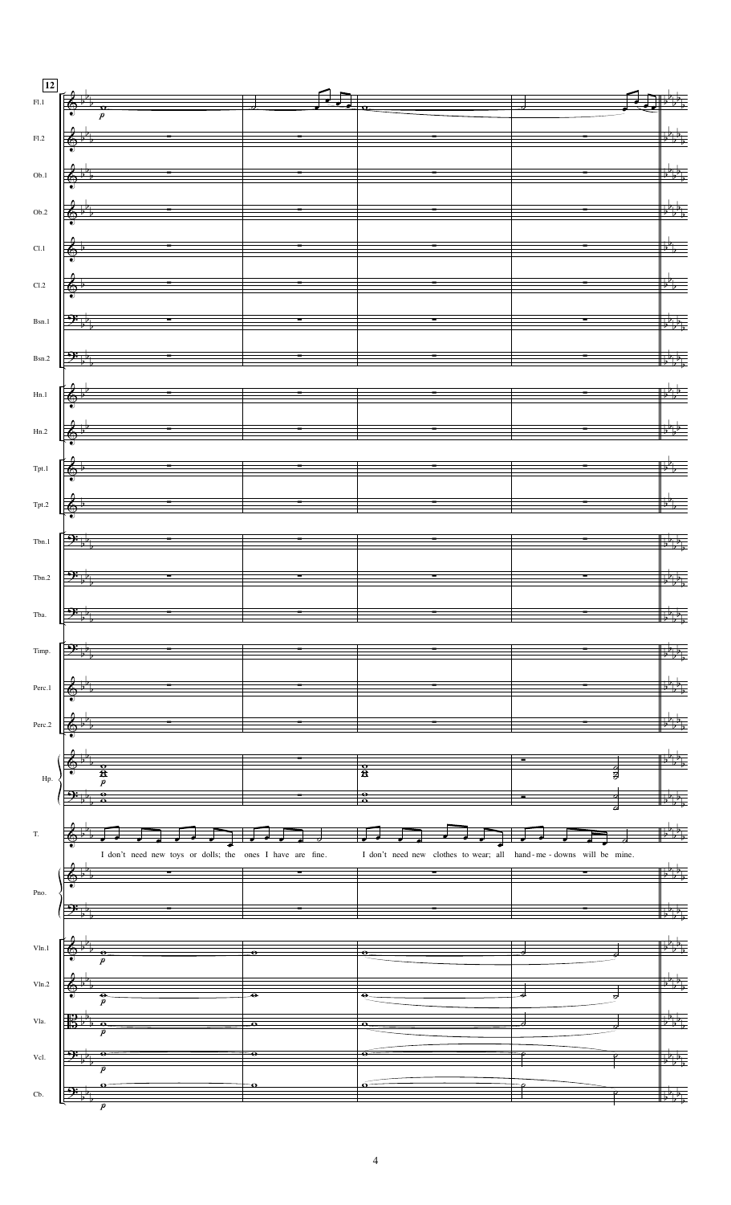12

Fl.1

Fl.2

Ob.1

Ob.2

Cl.1

Cl.2

Bsn.1

Bsn.2

Hn.1

Hn.2

Tpt.1

Tpt.2

Tbn.1

Tbn.2

Tba.

Timp.

Perc.1

Perc.2

Hp.

T.

I don't need new toys or dolls; the ones I have are fine. I don't need new clothes to wear; all hand-me-downs will be mine.

Pno.

Vln.1

Vln.2

Vla.

Vcl.

Cb.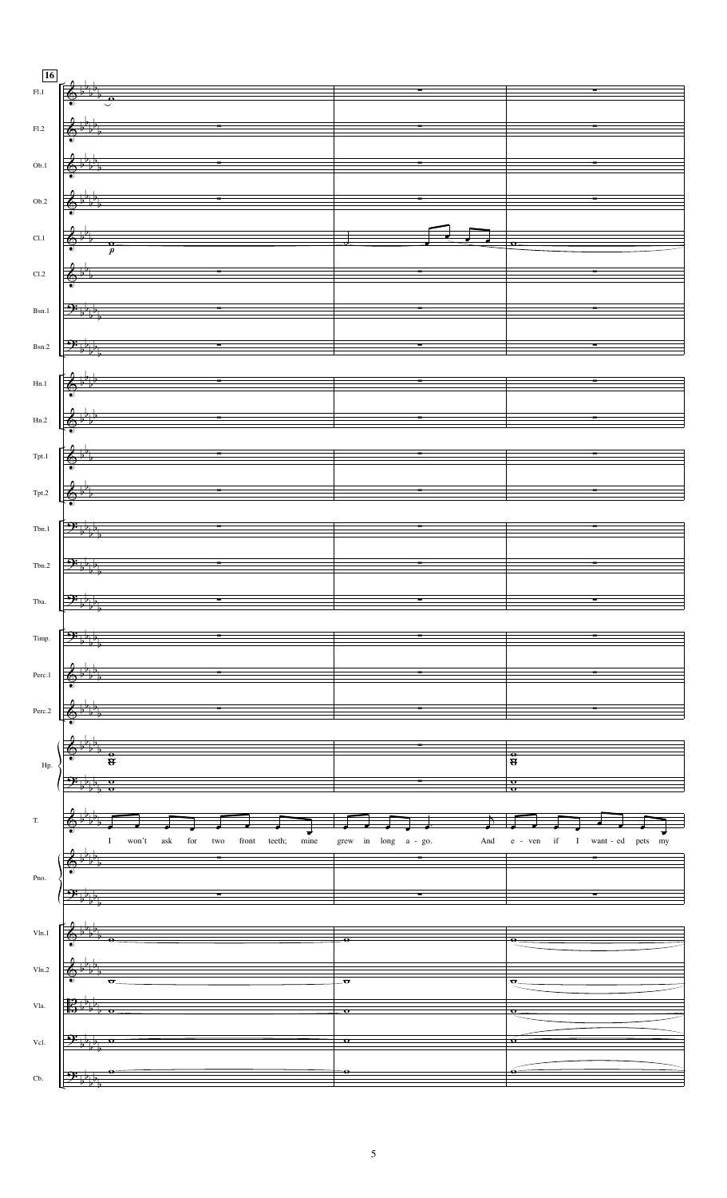16

Fl.1

Fl.2

Ob.1

Ob.2

Cl.1

Cl.2

Bsn.1

Bsn.2

Hn.1

Hn.2

Tpt.1

Tpt.2

Tbn.1

Tbn.2

Tba.

Timp.

Perc.1

Perc.2

Hp.

T.

I won't ask for two front teeth; mine grew in long a - go. And e - ven if I want - ed pets my

Pno.

Vln.1

Vln.2

Vla.

Vcl.

Cb.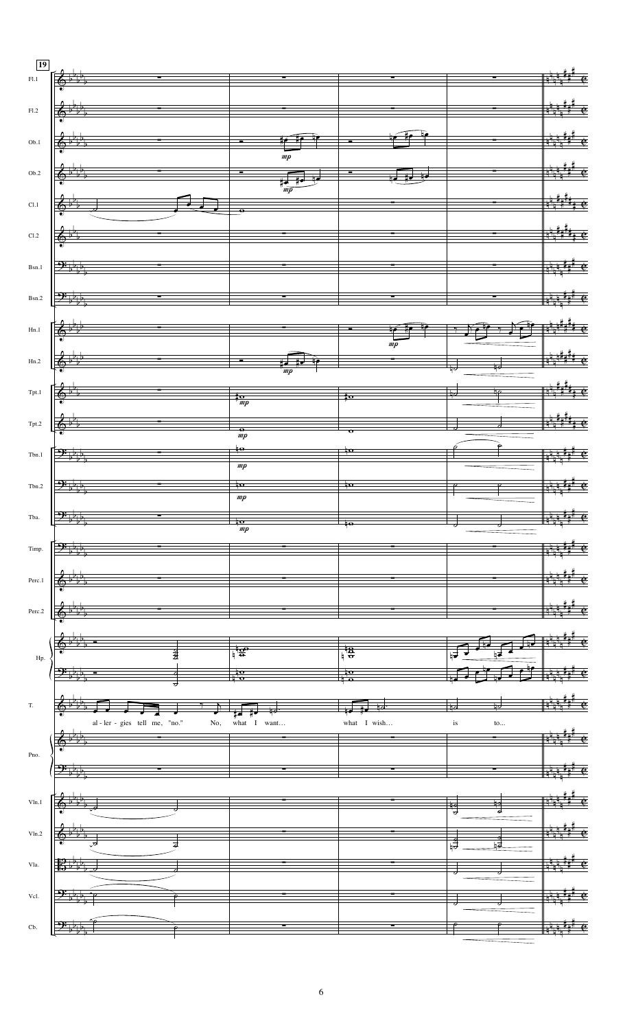**19**

Fl.1
Fl.2
Ob.1
Ob.2
Cl.1
Cl.2
Bsn.1
Bsn.2
Hn.1
Hn.2
Tpt.1
Tpt.2
Tbn.1
Tbn.2
Tba.
Timp.
Perc.1
Perc.2
Hp.
T.
Pno.
Vln.1
Vln.2
Vla.
Vcl.
Cb.

*mp*

T.: al - ler - gies tell me, "no." No, what I want... what I wish... is to...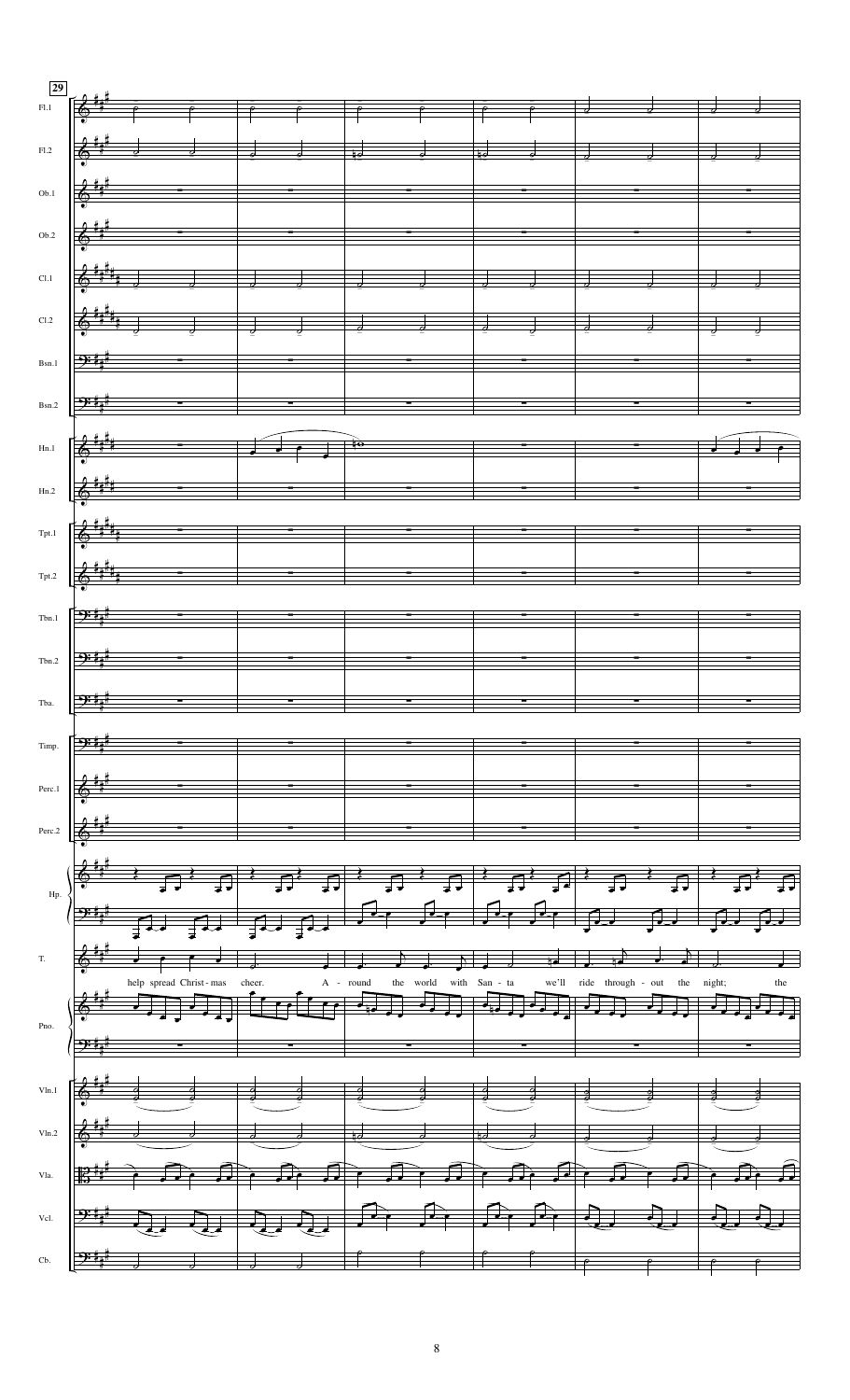29

Fl.1

Fl.2

Ob.1

Ob.2

Cl.1

Cl.2

Bsn.1

Bsn.2

Hn.1

Hn.2

Tpt.1

Tpt.2

Tbn.1

Tbn.2

Tba.

Timp.

Perc.1

Perc.2

Hp.

T.

help spread Christ - mas cheer. A - round the world with San - ta we'll ride through - out the night; the

Pno.

Vln.1

Vln.2

Vla.

Vcl.

Cb.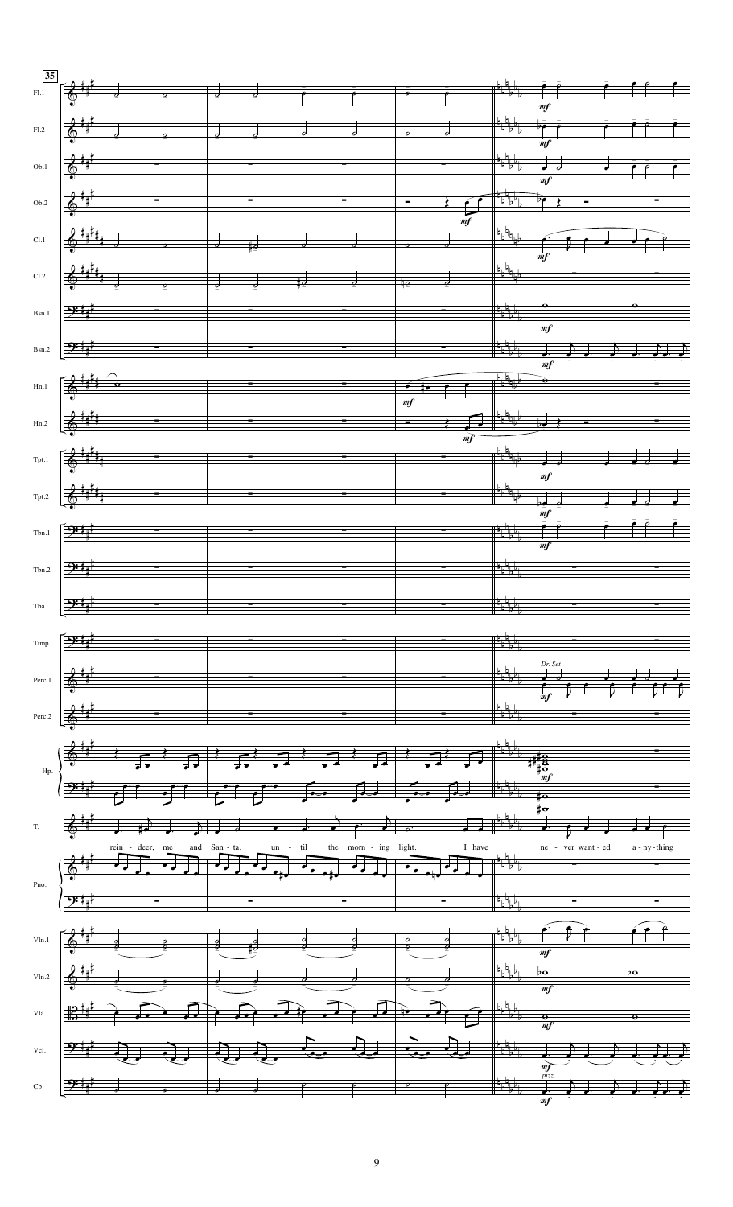35

Fl.1

Fl.2

Ob.1

Ob.2

Cl.1

Cl.2

Bsn.1

Bsn.2

Hn.1

Hn.2

Tpt.1

Tpt.2

Tbn.1

Tbn.2

Tba.

Timp.

Perc.1

Perc.2

Hp.

T.

rein - deer, me and San - ta, un - til the morn - ing light. I have ne - ver want - ed a - ny-thing

Pno.

Vln.1

Vln.2

Vla.

Vcl.

Cb.

*mf*

*Dr. Set*

*pizz.*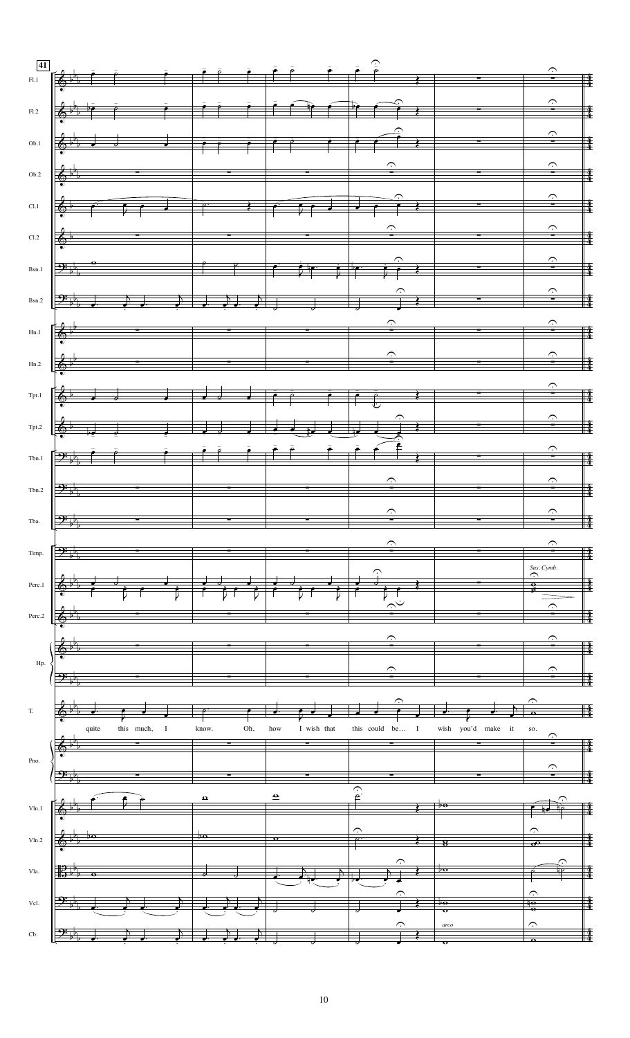41

Fl.1

Fl.2

Ob.1

Ob.2

Cl.1

Cl.2

Bsn.1

Bsn.2

Hn.1

Hn.2

Tpt.1

Tpt.2

Tbn.1

Tbn.2

Tba.

Timp.

Perc.1

*Sus. Cymb.*

Perc.2

Hp.

T.

quite this much, I know. Oh, how I wish that this could be… I wish you'd make it so.

Pno.

Vln.1

Vln.2

Vla.

Vcl.

Cb.

*arco*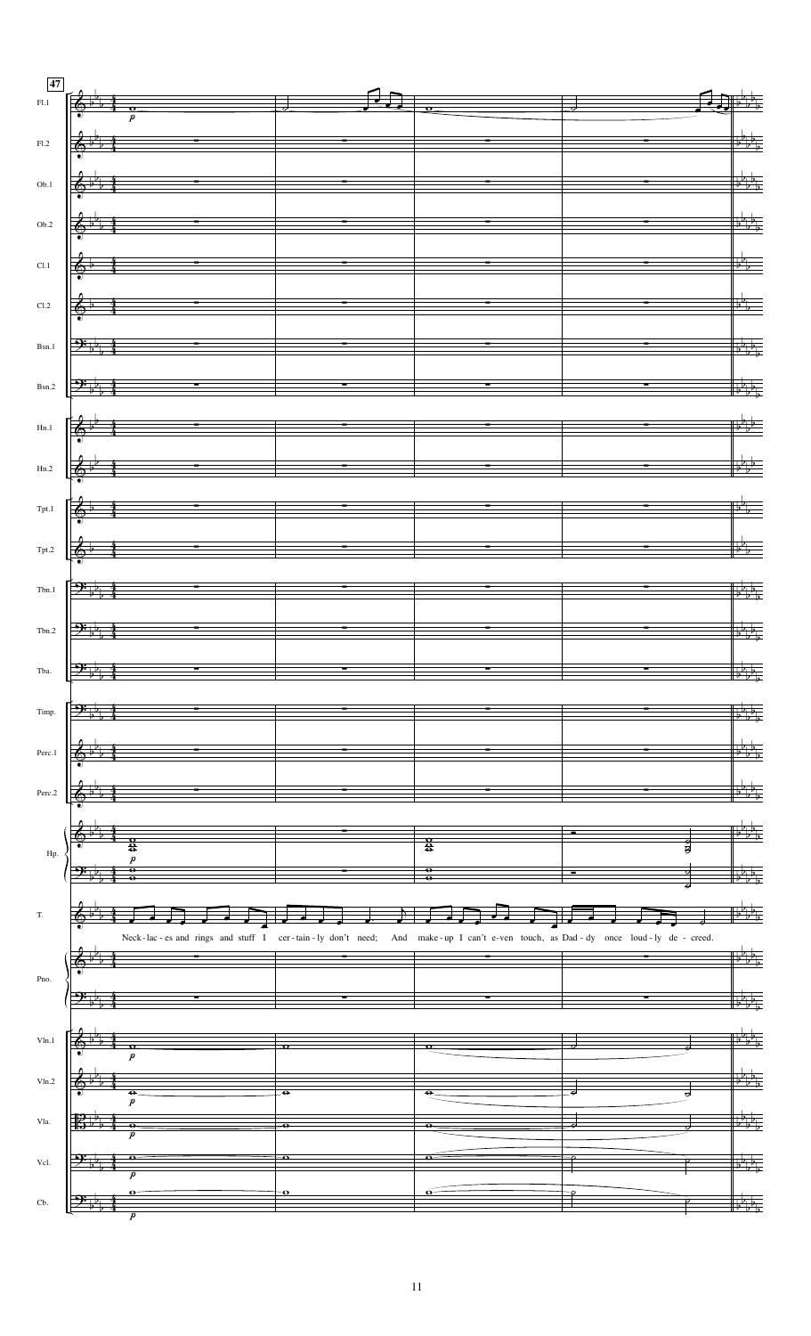**47**

Fl.1
Fl.2
Ob.1
Ob.2
Cl.1
Cl.2
Bsn.1
Bsn.2
Hn.1
Hn.2
Tpt.1
Tpt.2
Tbn.1
Tbn.2
Tba.
Timp.
Perc.1
Perc.2
Hp.
T.

Neck-lac-es and rings and stuff I cer-tain-ly don't need; And make-up I can't e-ven touch, as Dad-dy once loud-ly de-creed.

Pno.
Vln.1
Vln.2
Vla.
Vcl.
Cb.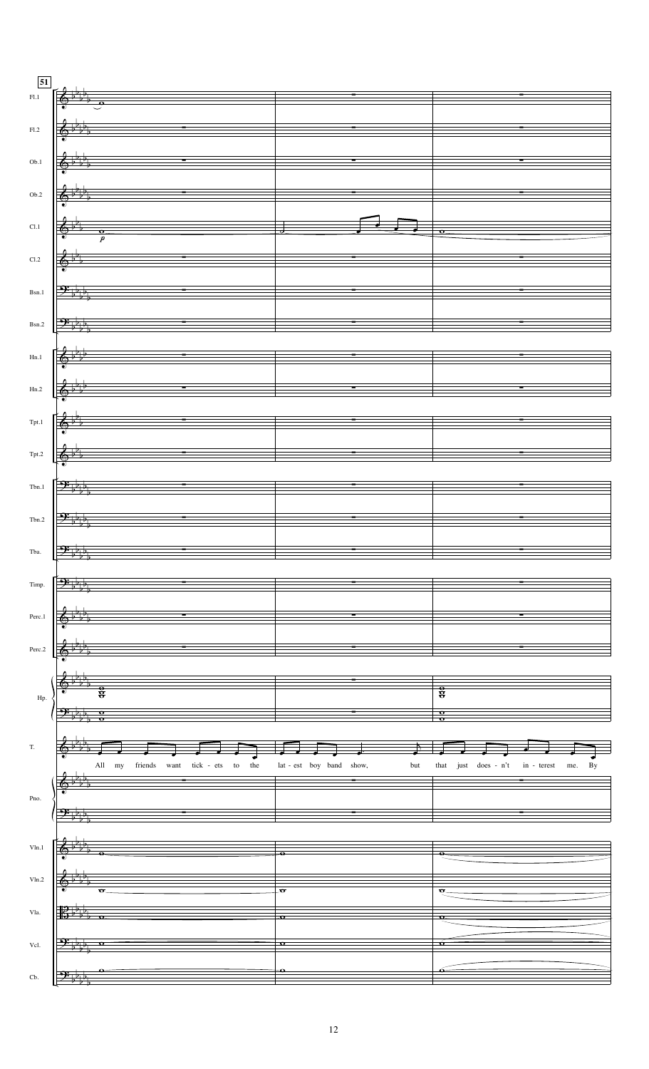51

Fl.1

Fl.2

Ob.1

Ob.2

Cl.1

Cl.2

Bsn.1

Bsn.2

Hn.1

Hn.2

Tpt.1

Tpt.2

Tbn.1

Tbn.2

Tba.

Timp.

Perc.1

Perc.2

Hp.

T.

All my friends want tick - ets to the lat - est boy band show, but that just does - n't in - terest me. By

Pno.

Vln.1

Vln.2

Vla.

Vcl.

Cb.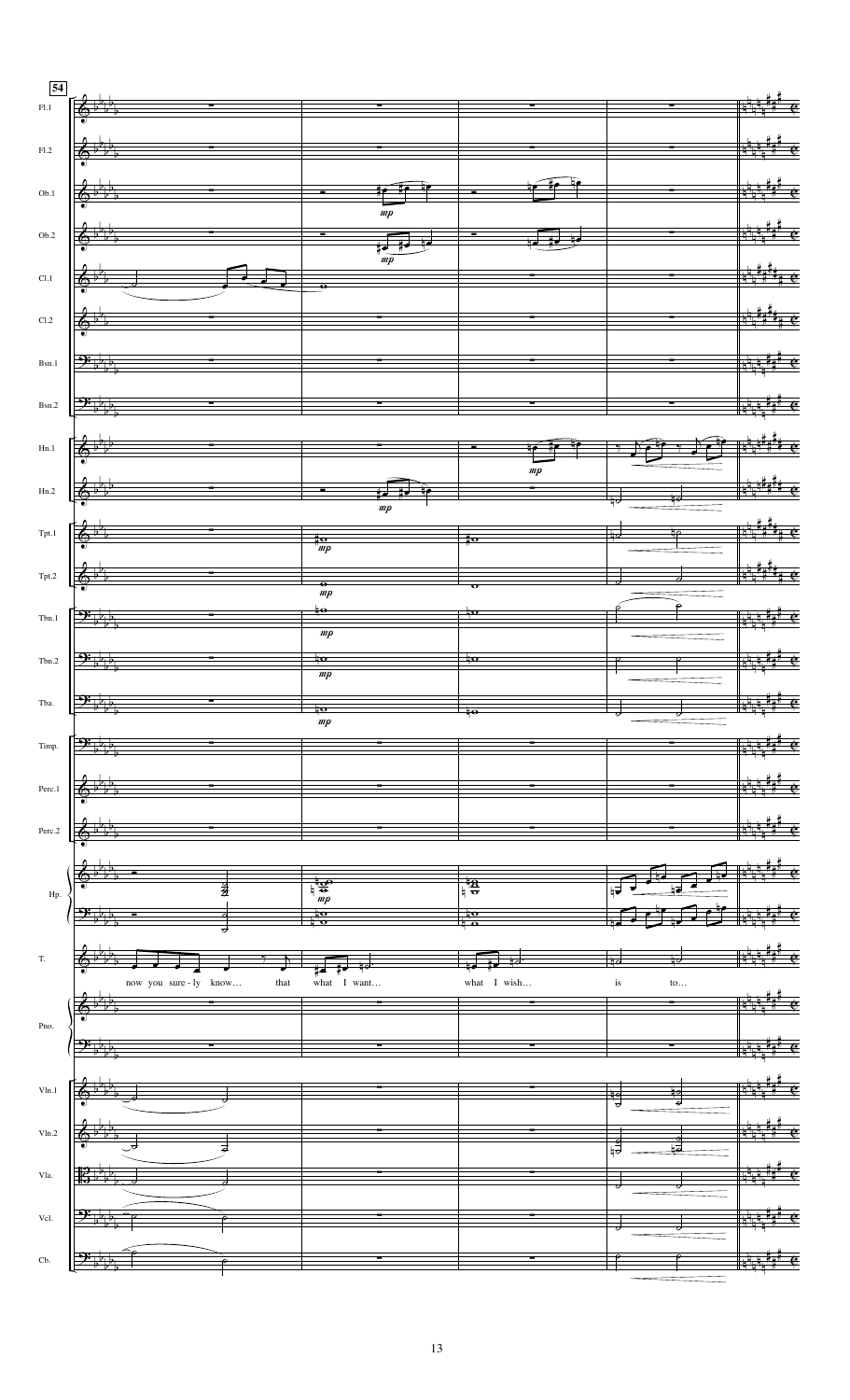54

Fl.1

Fl.2

Ob.1

Ob.2

Cl.1

Cl.2

Bsn.1

Bsn.2

Hn.1

Hn.2

Tpt.1

Tpt.2

Tbn.1

Tbn.2

Tba.

Timp.

Perc.1

Perc.2

Hp.

T.

now you sure - ly know… that what I want… what I wish… is to…

Pno.

Vln.1

Vln.2

Vla.

Vcl.

Cb.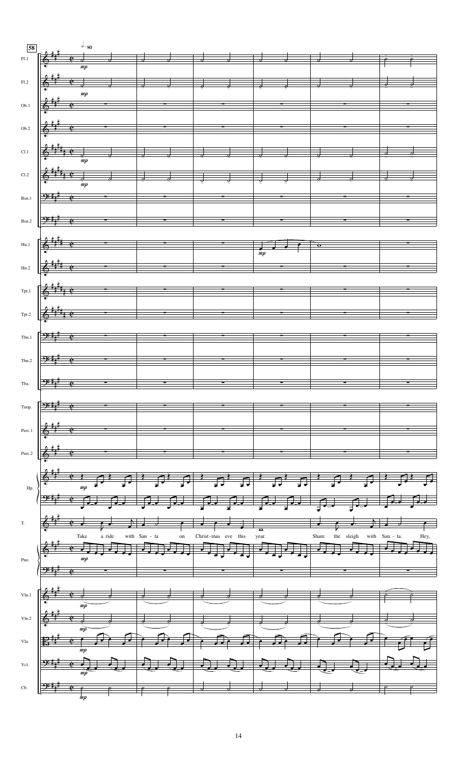Take a ride with San - ta on Christ - mas eve this year. Share the sleigh with San - ta. Hey,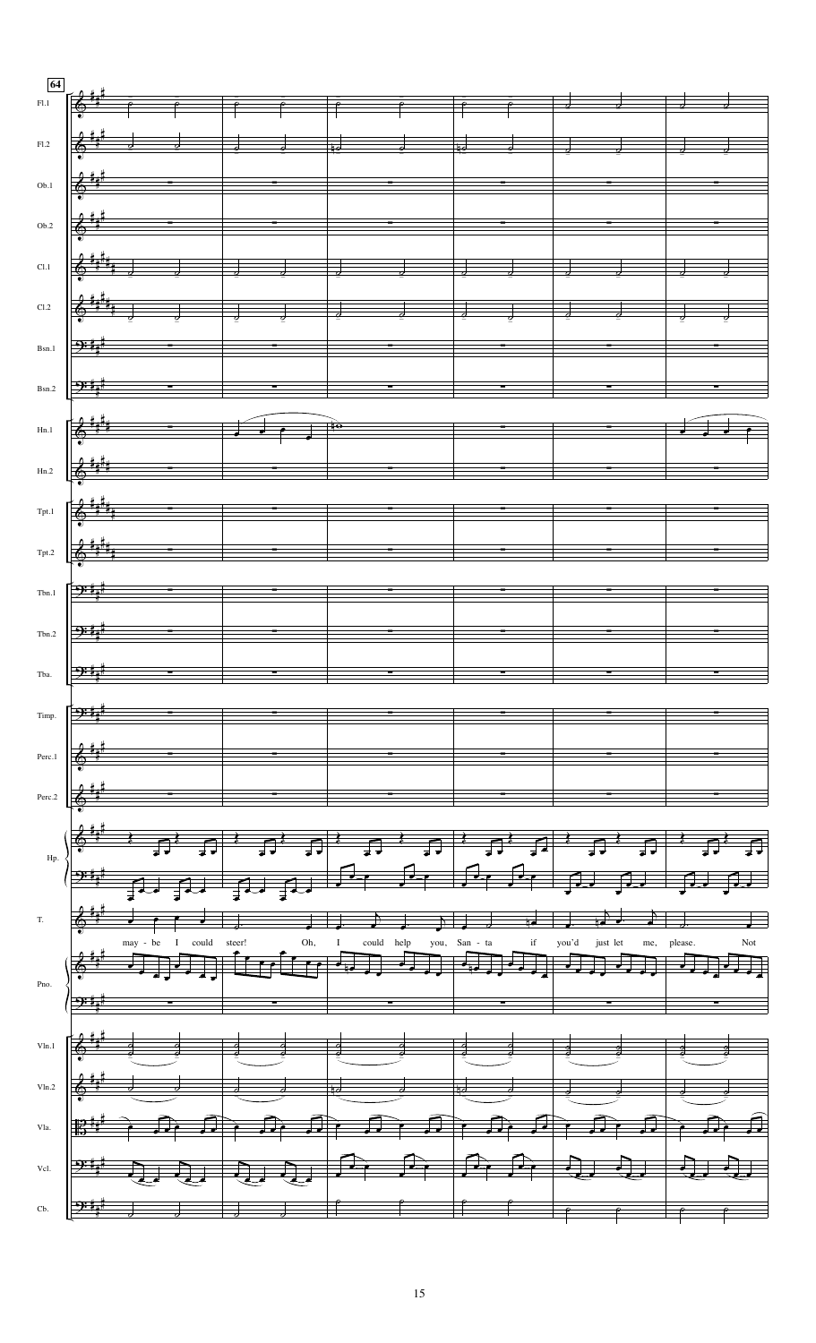64

Fl.1

Fl.2

Ob.1

Ob.2

Cl.1

Cl.2

Bsn.1

Bsn.2

Hn.1

Hn.2

Tpt.1

Tpt.2

Tbn.1

Tbn.2

Tba.

Timp.

Perc.1

Perc.2

Hp.

T.

may - be I could steer! Oh, I could help you, San - ta if you'd just let me, please. Not

Pno.

Vln.1

Vln.2

Vla.

Vcl.

Cb.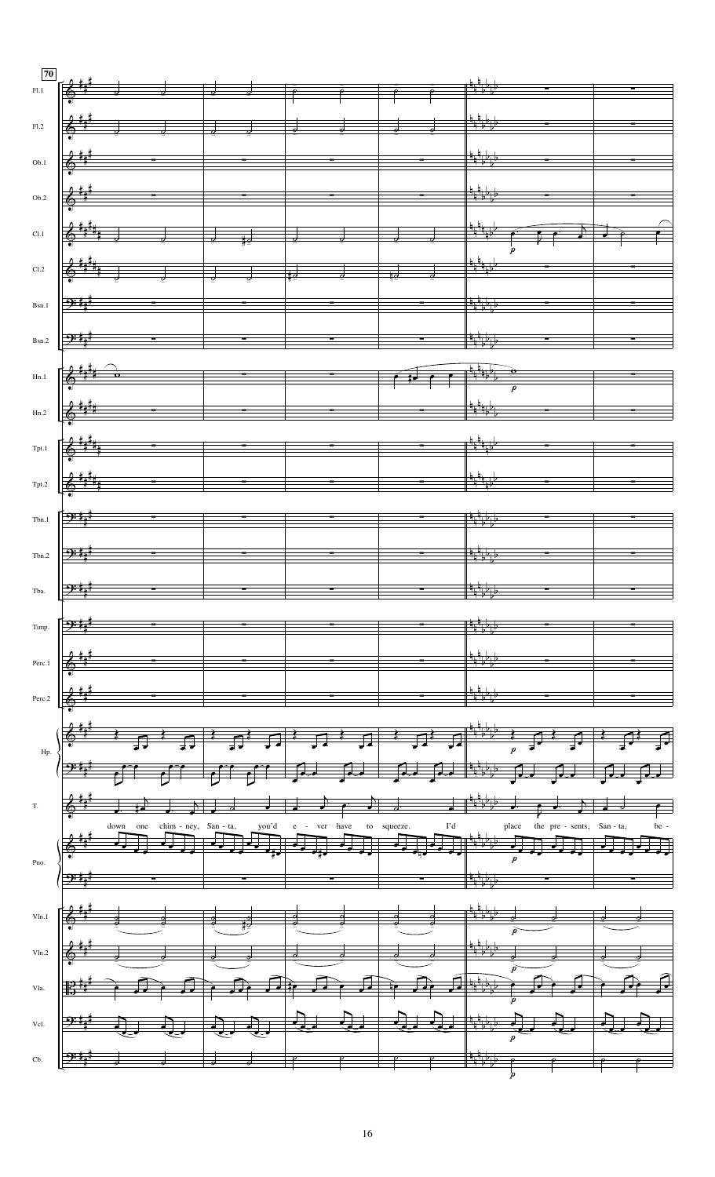70

Fl.1

Fl.2

Ob.1

Ob.2

Cl.1

Cl.2

Bsn.1

Bsn.2

Hn.1

Hn.2

Tpt.1

Tpt.2

Tbn.1

Tbn.2

Tba.

Timp.

Perc.1

Perc.2

Hp.

T.

down one chim - ney, San - ta, you'd e - ver have to squeeze. I'd place the pre - sents, San - ta, be -

Pno.

Vln.1

Vln.2

Vla.

Vcl.

Cb.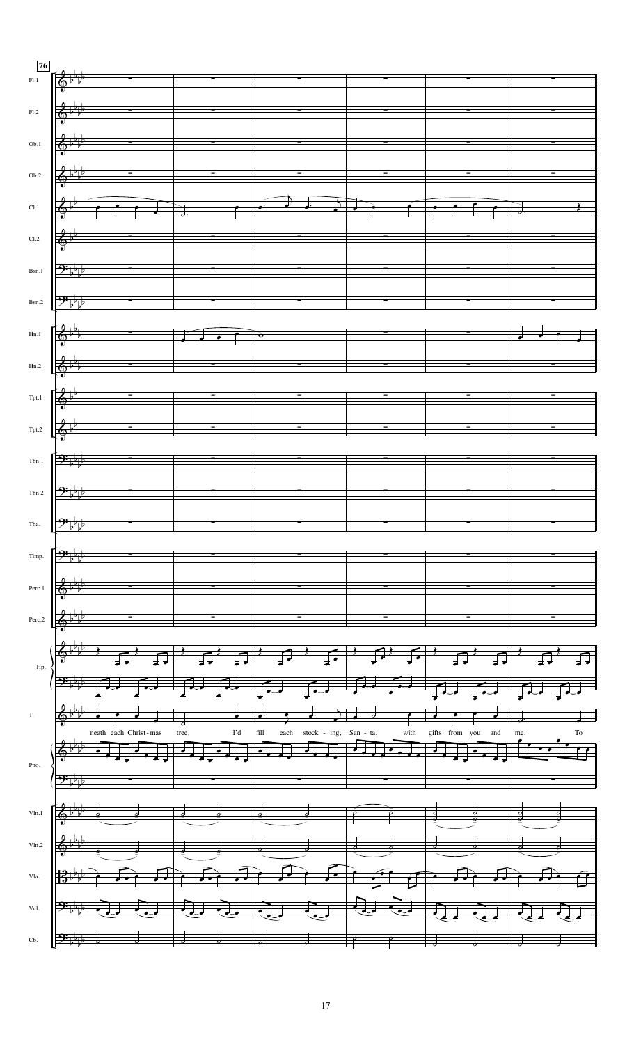76

Fl.1

Fl.2

Ob.1

Ob.2

Cl.1

Cl.2

Bsn.1

Bsn.2

Hn.1

Hn.2

Tpt.1

Tpt.2

Tbn.1

Tbn.2

Tba.

Timp.

Perc.1

Perc.2

Hp.

T.

neath each Christ-mas tree, I'd fill each stock - ing, San - ta, with gifts from you and me. To

Pno.

Vln.1

Vln.2

Vla.

Vcl.

Cb.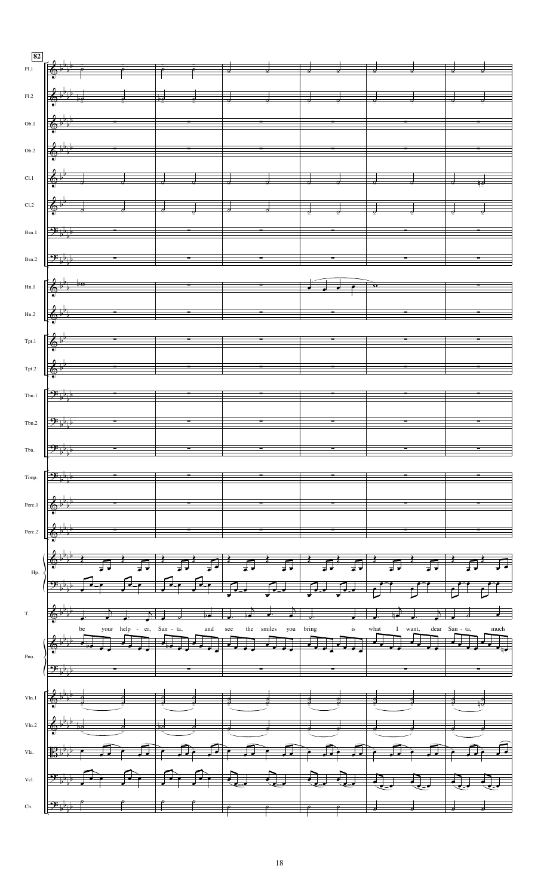**82**

Fl.1, Fl.2, Ob.1, Ob.2, Cl.1, Cl.2, Bsn.1, Bsn.2, Hn.1, Hn.2, Tpt.1, Tpt.2, Tbn.1, Tbn.2, Tba., Timp., Perc.1, Perc.2, Hp., T., Pno., Vln.1, Vln.2, Vla., Vcl., Cb.

T.: be your help - er, San - ta, and see the smiles you bring is what I want, dear San - ta, much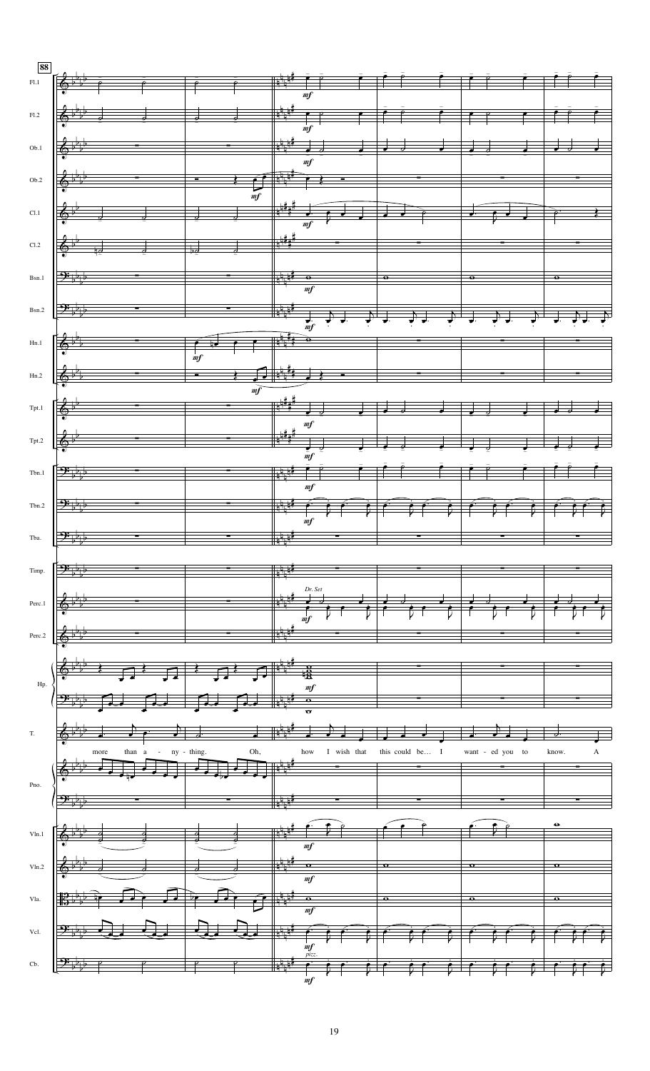**88**

Fl.1
Fl.2
Ob.1
Ob.2
Cl.1
Cl.2
Bsn.1
Bsn.2
Hn.1
Hn.2
Tpt.1
Tpt.2
Tbn.1
Tbn.2
Tba.
Timp.
Perc.1 — *Dr. Set*
Perc.2
Hp.
T.
Pno.
Vln.1
Vln.2
Vla.
Vcl.
Cb. — *pizz.*

*mf*

T.: more than a - ny - thing. Oh, how I wish that this could be… I want - ed you to know. A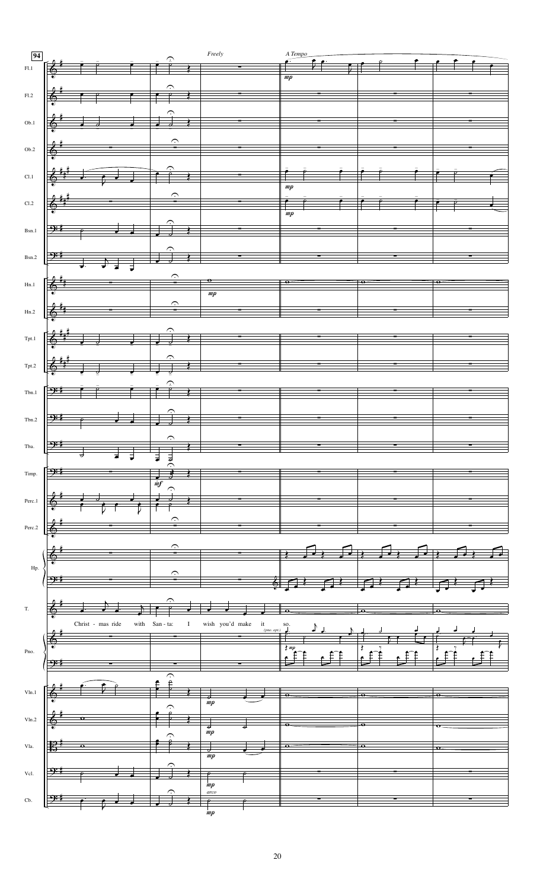94

*Freely*

*A Tempo*

Fl.1

Fl.2

Ob.1

Ob.2

Cl.1

Cl.2

Bsn.1

Bsn.2

Hn.1

Hn.2

Tpt.1

Tpt.2

Tbn.1

Tbn.2

Tba.

Timp.

Perc.1

Perc.2

Hp.

T.

Christ - mas ride with San - ta: I wish you'd make it so.

(pno. opt.)

Pno.

Vln.1

Vln.2

Vla.

Vcl.

Cb.

arco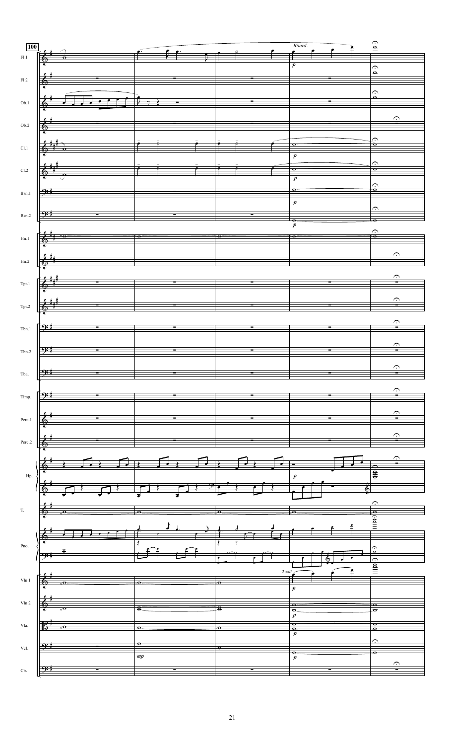100

Ritard.

Fl.1

Fl.2

Ob.1

Ob.2

Cl.1

Cl.2

Bsn.1

Bsn.2

Hn.1

Hn.2

Tpt.1

Tpt.2

Tbn.1

Tbn.2

Tba.

Timp.

Perc.1

Perc.2

Hp.

T.

Pno.

Vln.1

Vln.2

Vla.

Vcl.

Cb.

*p*

*mp*

*2 soli*